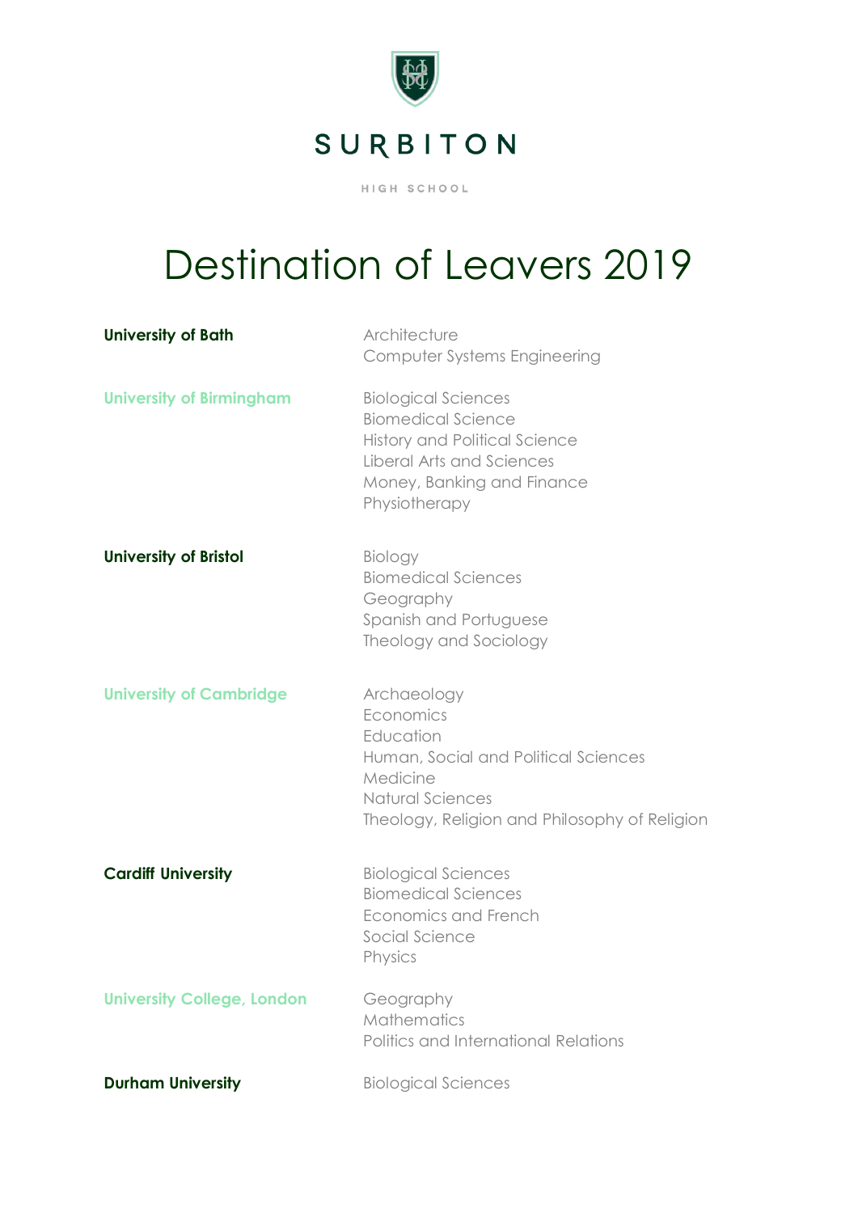SURBITON

HIGH SCHOOL

# Destination of Leavers 2019

| | |
|---|---|
| **University of Bath** | Architecture<br>Computer Systems Engineering |
| **University of Birmingham** | Biological Sciences<br>Biomedical Science<br>History and Political Science<br>Liberal Arts and Sciences<br>Money, Banking and Finance<br>Physiotherapy |
| **University of Bristol** | Biology<br>Biomedical Sciences<br>Geography<br>Spanish and Portuguese<br>Theology and Sociology |
| **University of Cambridge** | Archaeology<br>Economics<br>Education<br>Human, Social and Political Sciences<br>Medicine<br>Natural Sciences<br>Theology, Religion and Philosophy of Religion |
| **Cardiff University** | Biological Sciences<br>Biomedical Sciences<br>Economics and French<br>Social Science<br>Physics |
| **University College, London** | Geography<br>Mathematics<br>Politics and International Relations |
| **Durham University** | Biological Sciences |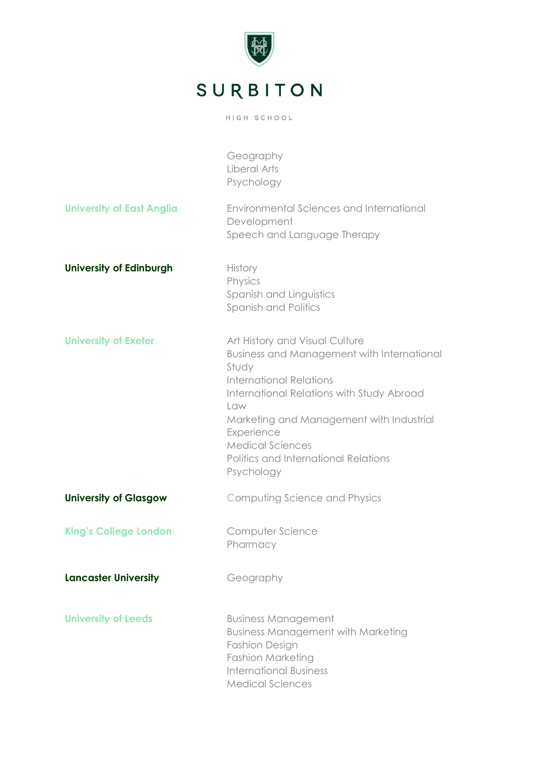| University | Course |
| --- | --- |
| | Geography<br>Liberal Arts<br>Psychology |
| **University of East Anglia** | Environmental Sciences and International Development<br>Speech and Language Therapy |
| **University of Edinburgh** | History<br>Physics<br>Spanish and Linguistics<br>Spanish and Politics |
| **University of Exeter** | Art History and Visual Culture<br>Business and Management with International Study<br>International Relations<br>International Relations with Study Abroad<br>Law<br>Marketing and Management with Industrial Experience<br>Medical Sciences<br>Politics and International Relations<br>Psychology |
| **University of Glasgow** | Computing Science and Physics |
| **King's College London** | Computer Science<br>Pharmacy |
| **Lancaster University** | Geography |
| **University of Leeds** | Business Management<br>Business Management with Marketing<br>Fashion Design<br>Fashion Marketing<br>International Business<br>Medical Sciences |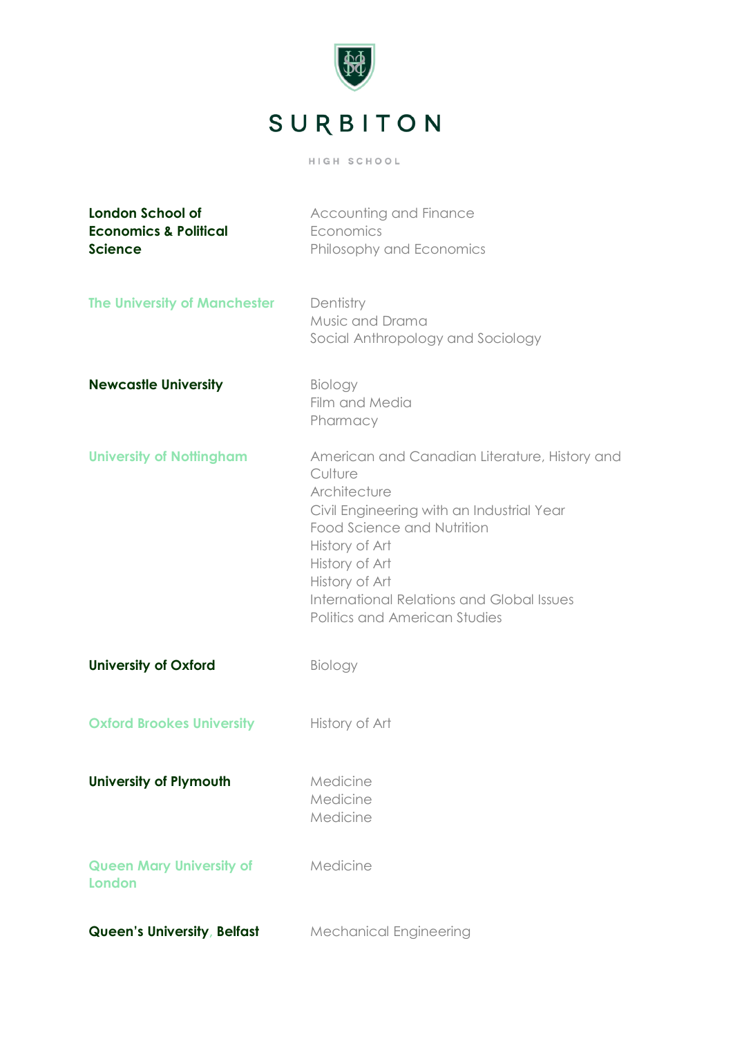# SURBITON

HIGH SCHOOL

| University | Course |
| --- | --- |
| **London School of Economics & Political Science** | Accounting and Finance<br>Economics<br>Philosophy and Economics |
| **The University of Manchester** | Dentistry<br>Music and Drama<br>Social Anthropology and Sociology |
| **Newcastle University** | Biology<br>Film and Media<br>Pharmacy |
| **University of Nottingham** | American and Canadian Literature, History and Culture<br>Architecture<br>Civil Engineering with an Industrial Year<br>Food Science and Nutrition<br>History of Art<br>History of Art<br>History of Art<br>International Relations and Global Issues<br>Politics and American Studies |
| **University of Oxford** | Biology |
| **Oxford Brookes University** | History of Art |
| **University of Plymouth** | Medicine<br>Medicine<br>Medicine |
| **Queen Mary University of London** | Medicine |
| **Queen's University, Belfast** | Mechanical Engineering |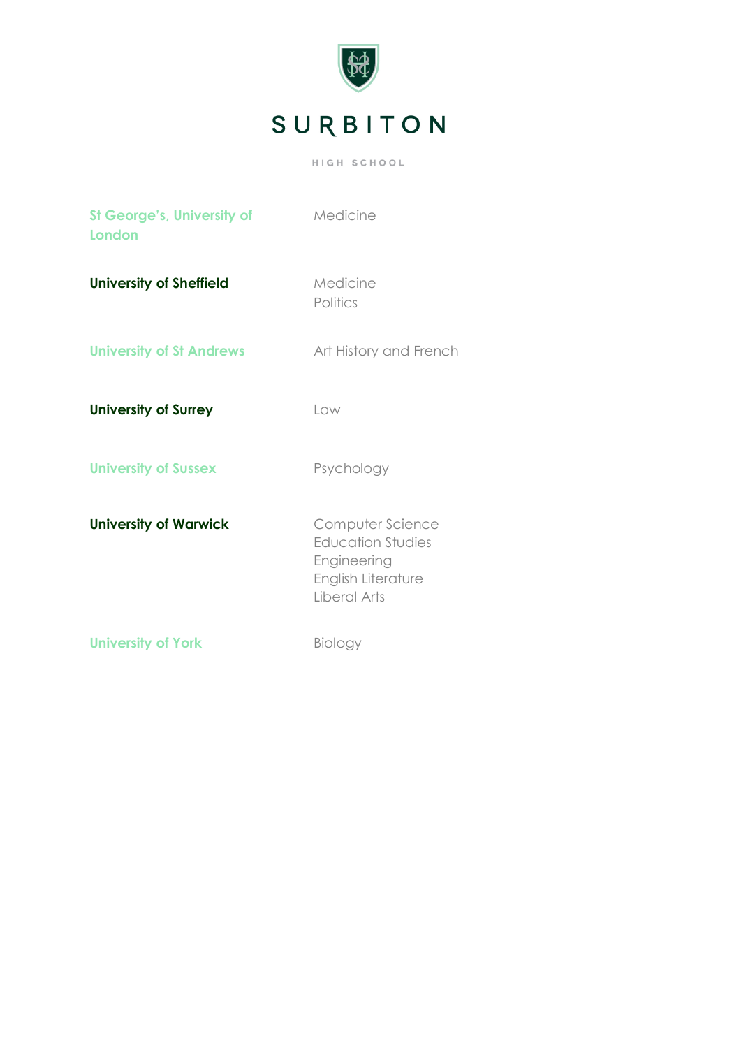SURBITON

HIGH SCHOOL

| | |
|---|---|
| **St George's, University of London** | Medicine |
| **University of Sheffield** | Medicine<br>Politics |
| **University of St Andrews** | Art History and French |
| **University of Surrey** | Law |
| **University of Sussex** | Psychology |
| **University of Warwick** | Computer Science<br>Education Studies<br>Engineering<br>English Literature<br>Liberal Arts |
| **University of York** | Biology |